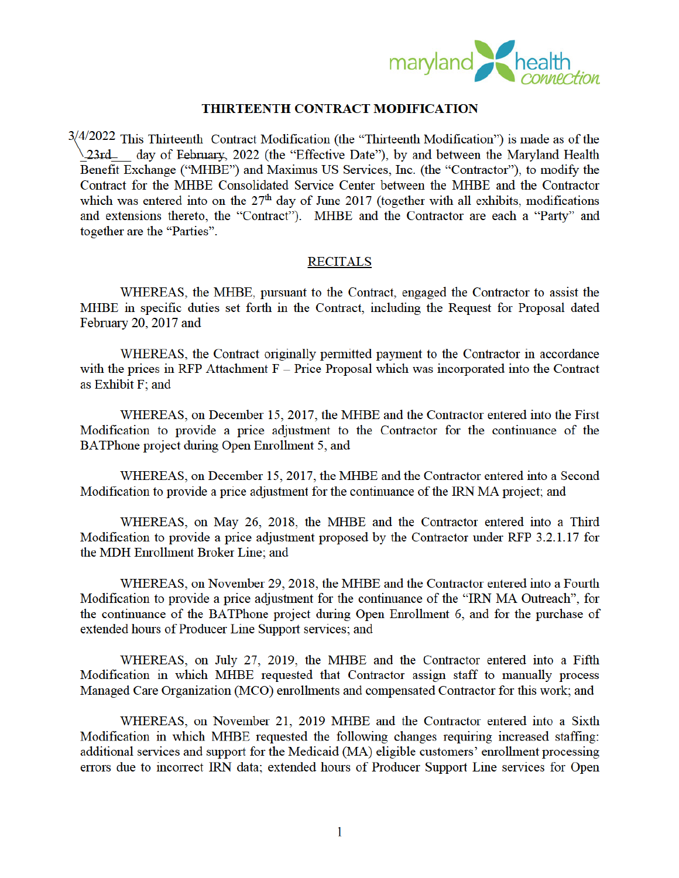# THIRTEENTH CONTRACT MODIFICATION

3/4/2022 This Thirteenth Contract Modification (the "Thirteenth Modification") is made as of the _23rd___ day of ~~February~~, 2022 (the "Effective Date"), by and between the Maryland Health Benefit Exchange ("MHBE") and Maximus US Services, Inc. (the "Contractor"), to modify the Contract for the MHBE Consolidated Service Center between the MHBE and the Contractor which was entered into on the 27th day of June 2017 (together with all exhibits, modifications and extensions thereto, the "Contract"). MHBE and the Contractor are each a "Party" and together are the "Parties".

## RECITALS

WHEREAS, the MHBE, pursuant to the Contract, engaged the Contractor to assist the MHBE in specific duties set forth in the Contract, including the Request for Proposal dated February 20, 2017 and

WHEREAS, the Contract originally permitted payment to the Contractor in accordance with the prices in RFP Attachment F – Price Proposal which was incorporated into the Contract as Exhibit F; and

WHEREAS, on December 15, 2017, the MHBE and the Contractor entered into the First Modification to provide a price adjustment to the Contractor for the continuance of the BATPhone project during Open Enrollment 5, and

WHEREAS, on December 15, 2017, the MHBE and the Contractor entered into a Second Modification to provide a price adjustment for the continuance of the IRN MA project; and

WHEREAS, on May 26, 2018, the MHBE and the Contractor entered into a Third Modification to provide a price adjustment proposed by the Contractor under RFP 3.2.1.17 for the MDH Enrollment Broker Line; and

WHEREAS, on November 29, 2018, the MHBE and the Contractor entered into a Fourth Modification to provide a price adjustment for the continuance of the "IRN MA Outreach", for the continuance of the BATPhone project during Open Enrollment 6, and for the purchase of extended hours of Producer Line Support services; and

WHEREAS, on July 27, 2019, the MHBE and the Contractor entered into a Fifth Modification in which MHBE requested that Contractor assign staff to manually process Managed Care Organization (MCO) enrollments and compensated Contractor for this work; and

WHEREAS, on November 21, 2019 MHBE and the Contractor entered into a Sixth Modification in which MHBE requested the following changes requiring increased staffing: additional services and support for the Medicaid (MA) eligible customers' enrollment processing errors due to incorrect IRN data; extended hours of Producer Support Line services for Open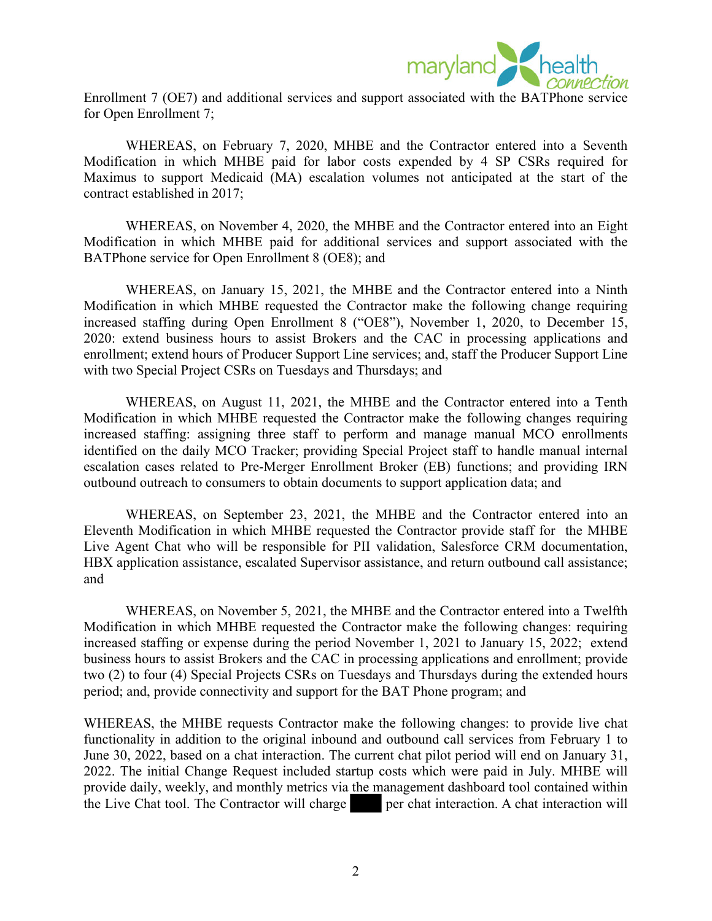Enrollment 7 (OE7) and additional services and support associated with the BATPhone service for Open Enrollment 7;

WHEREAS, on February 7, 2020, MHBE and the Contractor entered into a Seventh Modification in which MHBE paid for labor costs expended by 4 SP CSRs required for Maximus to support Medicaid (MA) escalation volumes not anticipated at the start of the contract established in 2017;

WHEREAS, on November 4, 2020, the MHBE and the Contractor entered into an Eight Modification in which MHBE paid for additional services and support associated with the BATPhone service for Open Enrollment 8 (OE8); and

WHEREAS, on January 15, 2021, the MHBE and the Contractor entered into a Ninth Modification in which MHBE requested the Contractor make the following change requiring increased staffing during Open Enrollment 8 ("OE8"), November 1, 2020, to December 15, 2020: extend business hours to assist Brokers and the CAC in processing applications and enrollment; extend hours of Producer Support Line services; and, staff the Producer Support Line with two Special Project CSRs on Tuesdays and Thursdays; and

WHEREAS, on August 11, 2021, the MHBE and the Contractor entered into a Tenth Modification in which MHBE requested the Contractor make the following changes requiring increased staffing: assigning three staff to perform and manage manual MCO enrollments identified on the daily MCO Tracker; providing Special Project staff to handle manual internal escalation cases related to Pre-Merger Enrollment Broker (EB) functions; and providing IRN outbound outreach to consumers to obtain documents to support application data; and

WHEREAS, on September 23, 2021, the MHBE and the Contractor entered into an Eleventh Modification in which MHBE requested the Contractor provide staff for the MHBE Live Agent Chat who will be responsible for PII validation, Salesforce CRM documentation, HBX application assistance, escalated Supervisor assistance, and return outbound call assistance; and

WHEREAS, on November 5, 2021, the MHBE and the Contractor entered into a Twelfth Modification in which MHBE requested the Contractor make the following changes: requiring increased staffing or expense during the period November 1, 2021 to January 15, 2022; extend business hours to assist Brokers and the CAC in processing applications and enrollment; provide two (2) to four (4) Special Projects CSRs on Tuesdays and Thursdays during the extended hours period; and, provide connectivity and support for the BAT Phone program; and

WHEREAS, the MHBE requests Contractor make the following changes: to provide live chat functionality in addition to the original inbound and outbound call services from February 1 to June 30, 2022, based on a chat interaction. The current chat pilot period will end on January 31, 2022. The initial Change Request included startup costs which were paid in July. MHBE will provide daily, weekly, and monthly metrics via the management dashboard tool contained within the Live Chat tool. The Contractor will charge [REDACTED] per chat interaction. A chat interaction will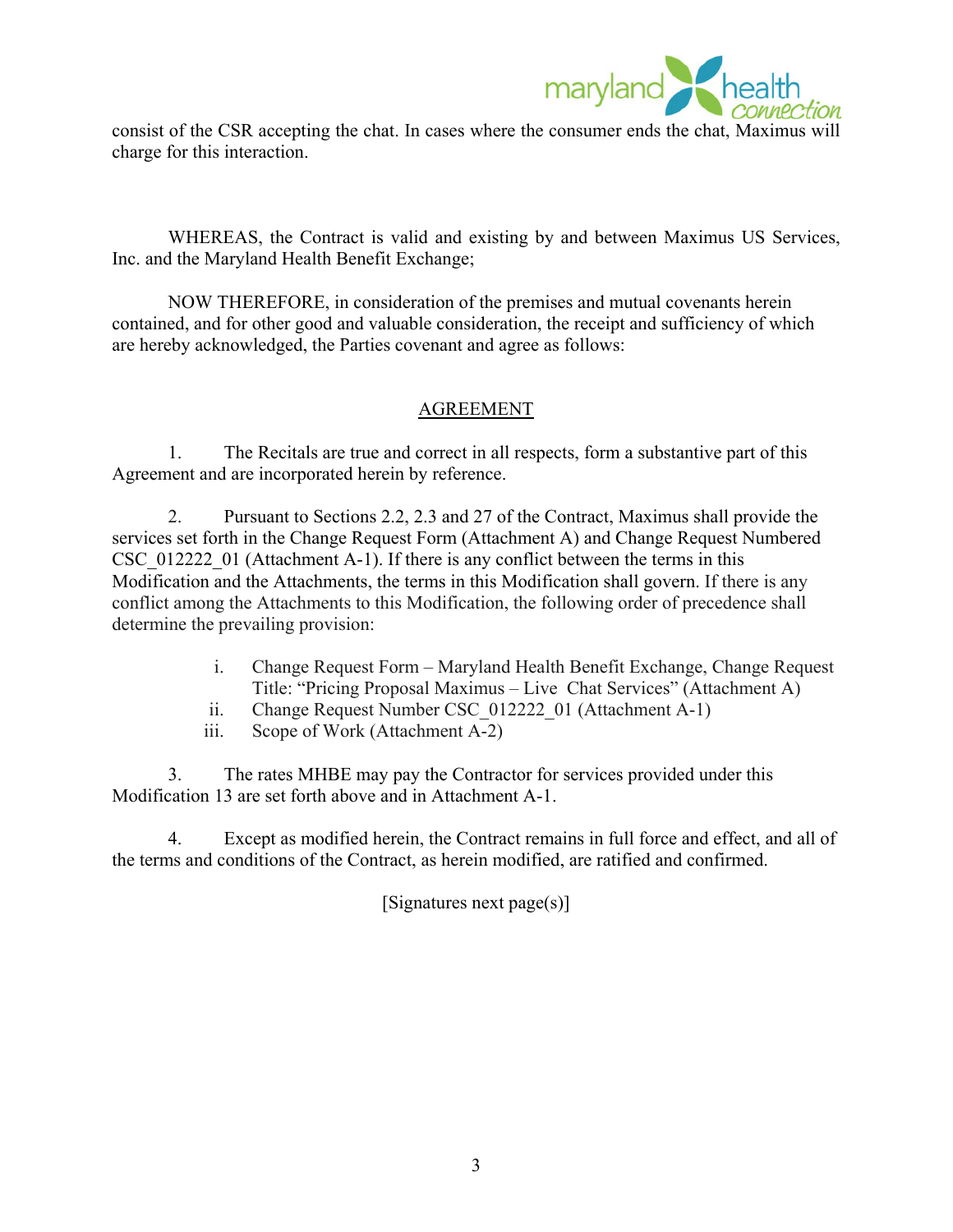consist of the CSR accepting the chat. In cases where the consumer ends the chat, Maximus will charge for this interaction.

WHEREAS, the Contract is valid and existing by and between Maximus US Services, Inc. and the Maryland Health Benefit Exchange;

NOW THEREFORE, in consideration of the premises and mutual covenants herein contained, and for other good and valuable consideration, the receipt and sufficiency of which are hereby acknowledged, the Parties covenant and agree as follows:

## AGREEMENT

1. The Recitals are true and correct in all respects, form a substantive part of this Agreement and are incorporated herein by reference.

2. Pursuant to Sections 2.2, 2.3 and 27 of the Contract, Maximus shall provide the services set forth in the Change Request Form (Attachment A) and Change Request Numbered CSC_012222_01 (Attachment A-1). If there is any conflict between the terms in this Modification and the Attachments, the terms in this Modification shall govern. If there is any conflict among the Attachments to this Modification, the following order of precedence shall determine the prevailing provision:

   i. Change Request Form – Maryland Health Benefit Exchange, Change Request Title: "Pricing Proposal Maximus – Live Chat Services" (Attachment A)
   ii. Change Request Number CSC_012222_01 (Attachment A-1)
   iii. Scope of Work (Attachment A-2)

3. The rates MHBE may pay the Contractor for services provided under this Modification 13 are set forth above and in Attachment A-1.

4. Except as modified herein, the Contract remains in full force and effect, and all of the terms and conditions of the Contract, as herein modified, are ratified and confirmed.

[Signatures next page(s)]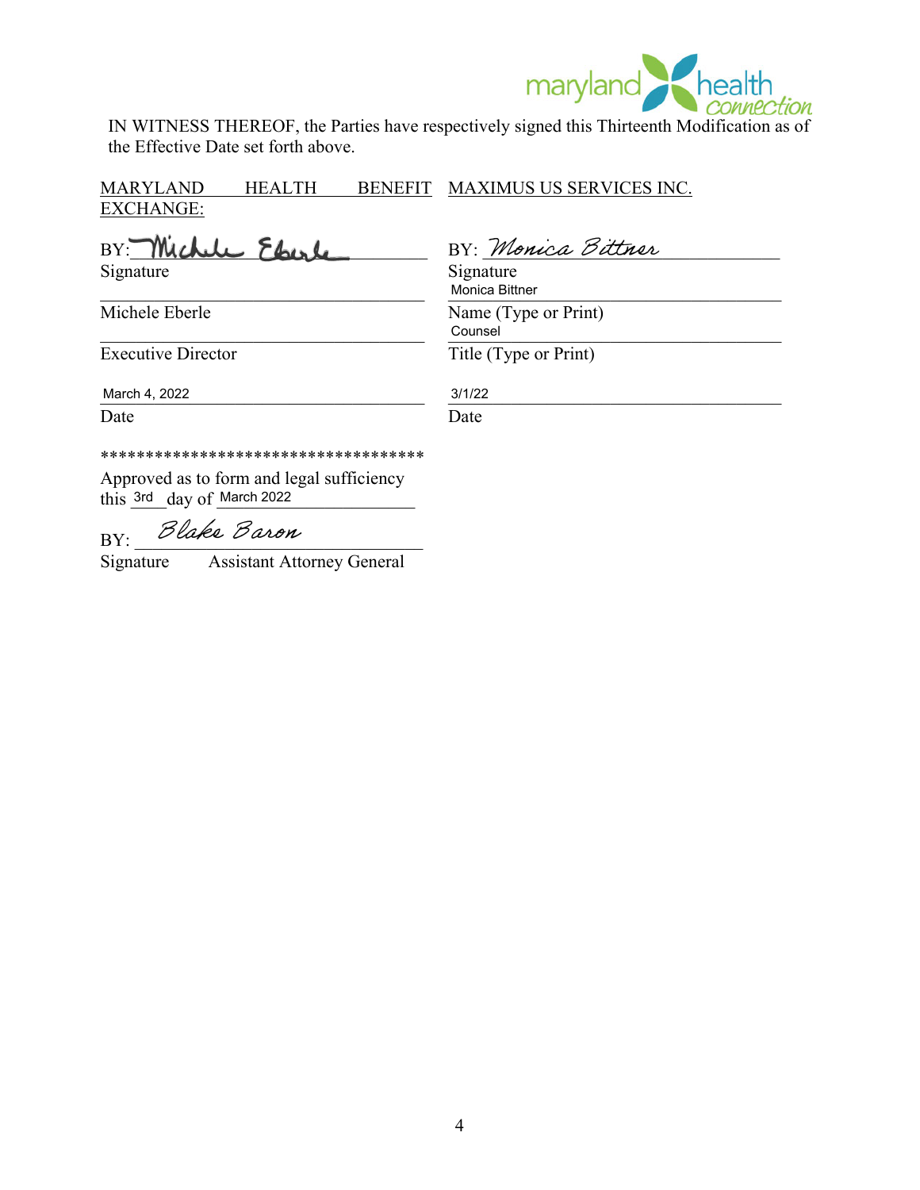IN WITNESS THEREOF, the Parties have respectively signed this Thirteenth Modification as of the Effective Date set forth above.

| MARYLAND HEALTH BENEFIT EXCHANGE: | MAXIMUS US SERVICES INC. |
|---|---|
| BY: *Michele Eberle* | BY: *Monica Bittner* |
| Signature | Signature |
| Michele Eberle | Monica Bittner |
| | Name (Type or Print) |
| Executive Director | Counsel |
| | Title (Type or Print) |
| March 4, 2022 | 3/1/22 |
| Date | Date |

***********************************

Approved as to form and legal sufficiency this 3rd day of March 2022

BY: *Blake Baron*

Signature Assistant Attorney General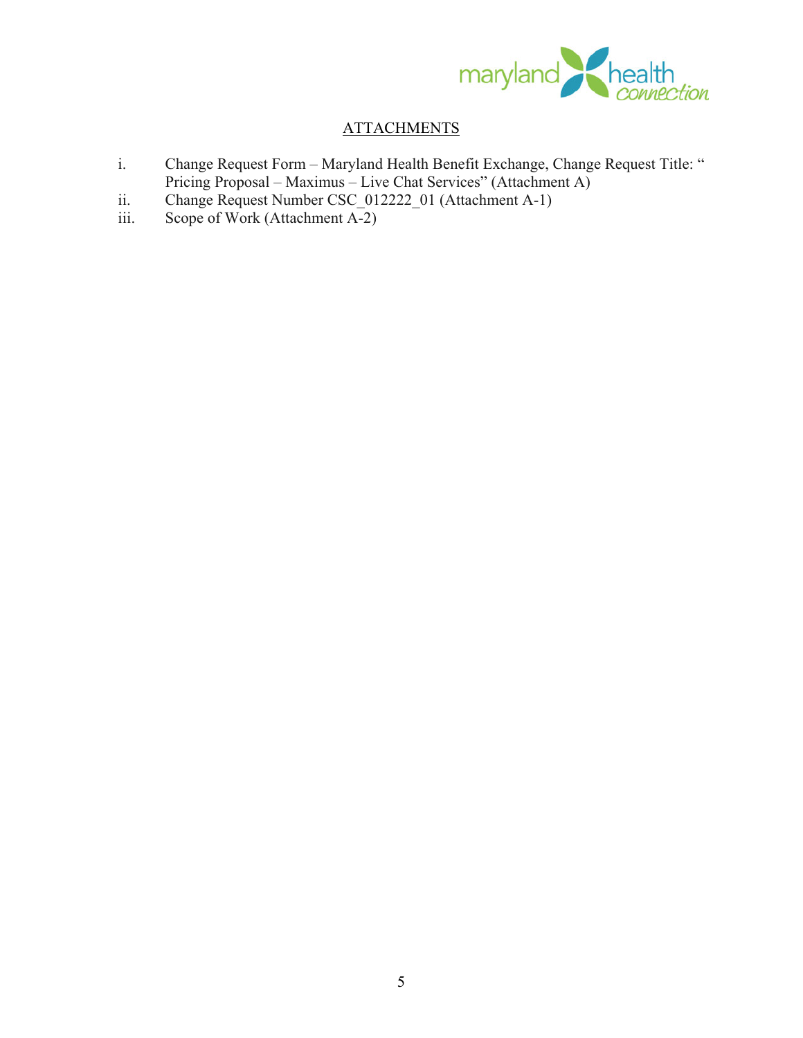# ATTACHMENTS

i. Change Request Form – Maryland Health Benefit Exchange, Change Request Title: " Pricing Proposal – Maximus – Live Chat Services" (Attachment A)

ii. Change Request Number CSC_012222_01 (Attachment A-1)

iii. Scope of Work (Attachment A-2)